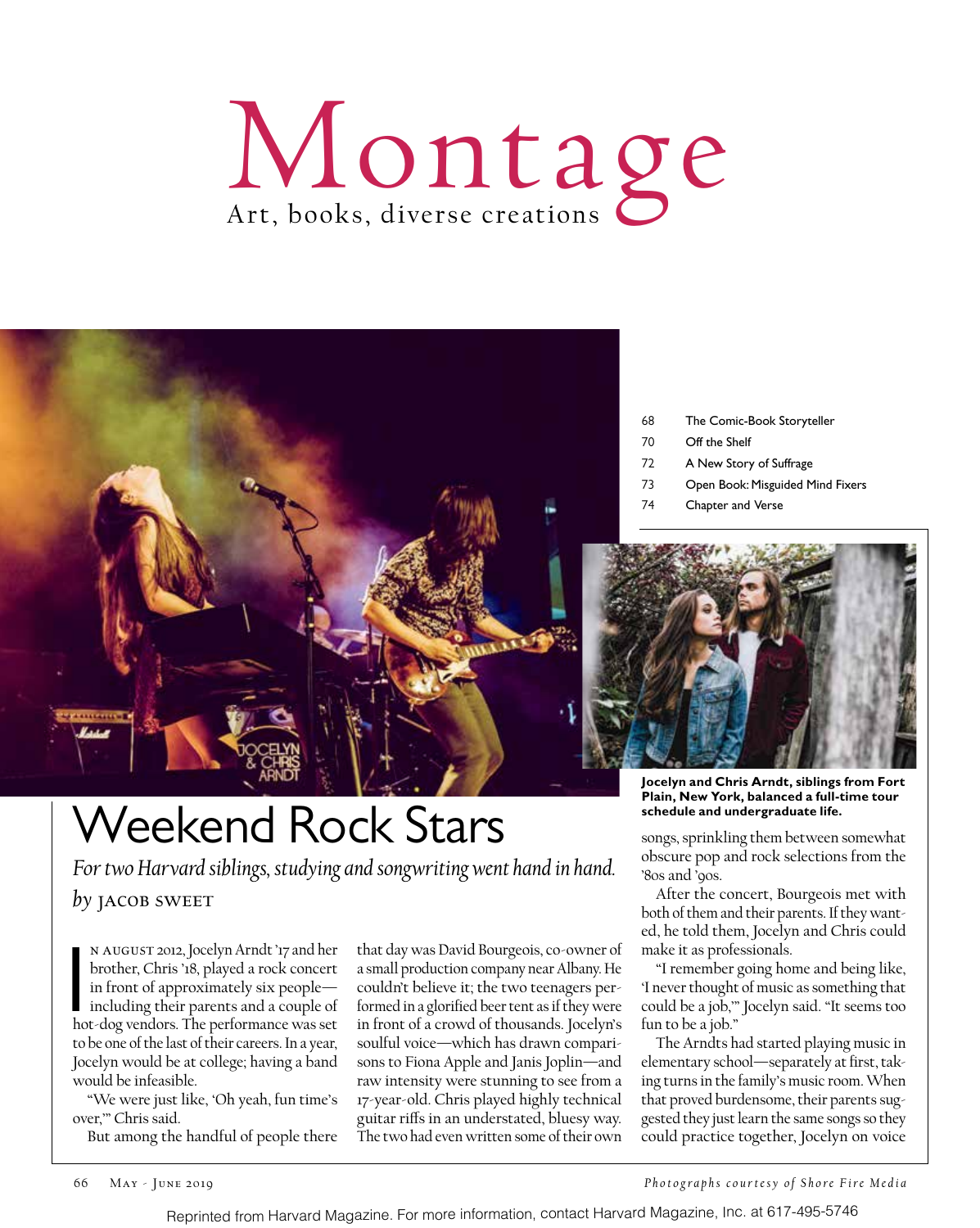# Montage

Art, books, diverse creations

| | |
|---|---|
| 68 | The Comic-Book Storyteller |
| 70 | Off the Shelf |
| 72 | A New Story of Suffrage |
| 73 | Open Book: Misguided Mind Fixers |
| 74 | Chapter and Verse |

**Jocelyn and Chris Arndt, siblings from Fort Plain, New York, balanced a full-time tour schedule and undergraduate life.**

## Weekend Rock Stars

*For two Harvard siblings, studying and songwriting went hand in hand.*

*by* JACOB SWEET

In August 2012, Jocelyn Arndt '17 and her brother, Chris '18, played a rock concert in front of approximately six people—including their parents and a couple of hot-dog vendors. The performance was set to be one of the last of their careers. In a year, Jocelyn would be at college; having a band would be infeasible.

"We were just like, 'Oh yeah, fun time's over,'" Chris said.

But among the handful of people there that day was David Bourgeois, co-owner of a small production company near Albany. He couldn't believe it; the two teenagers performed in a glorified beer tent as if they were in front of a crowd of thousands. Jocelyn's soulful voice—which has drawn comparisons to Fiona Apple and Janis Joplin—and raw intensity were stunning to see from a 17-year-old. Chris played highly technical guitar riffs in an understated, bluesy way. The two had even written some of their own songs, sprinkling them between somewhat obscure pop and rock selections from the '80s and '90s.

After the concert, Bourgeois met with both of them and their parents. If they wanted, he told them, Jocelyn and Chris could make it as professionals.

"I remember going home and being like, 'I never thought of music as something that could be a job,'" Jocelyn said. "It seems too fun to be a job."

The Arndts had started playing music in elementary school—separately at first, taking turns in the family's music room. When that proved burdensome, their parents suggested they just learn the same songs so they could practice together, Jocelyn on voice

*Photographs courtesy of Shore Fire Media*

Reprinted from Harvard Magazine. For more information, contact Harvard Magazine, Inc. at 617-495-5746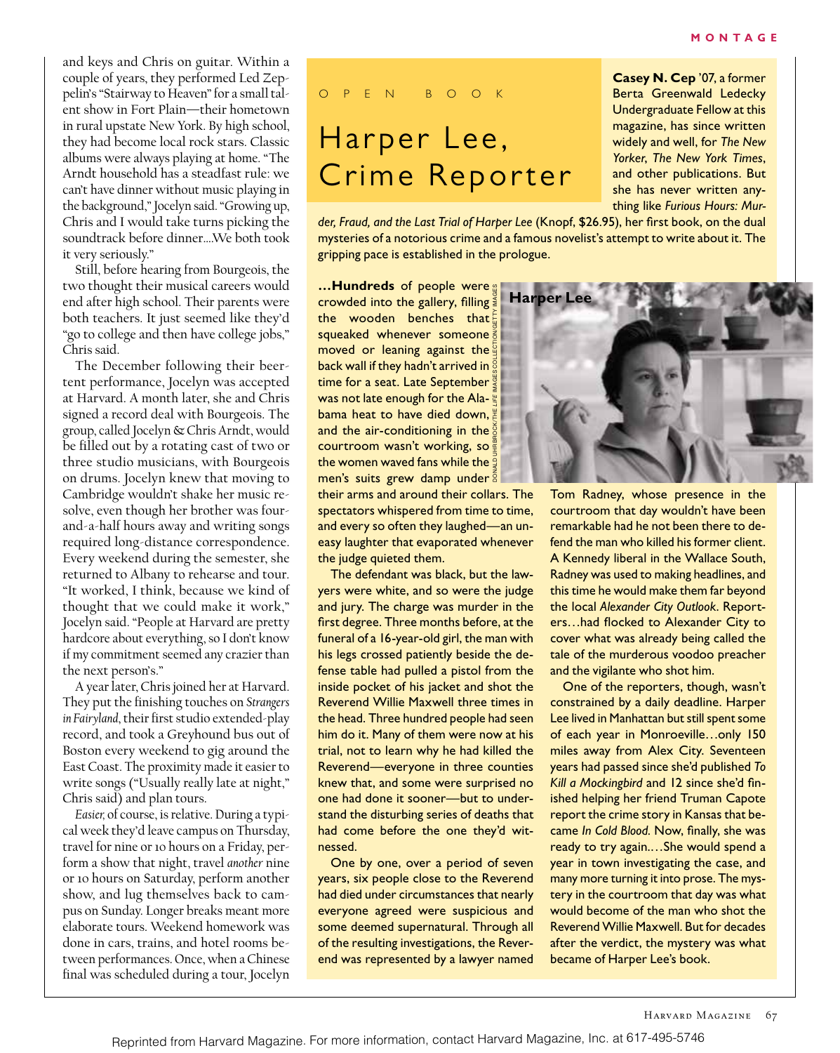and keys and Chris on guitar. Within a couple of years, they performed Led Zeppelin's "Stairway to Heaven" for a small talent show in Fort Plain—their hometown in rural upstate New York. By high school, they had become local rock stars. Classic albums were always playing at home. "The Arndt household has a steadfast rule: we can't have dinner without music playing in the background," Jocelyn said. "Growing up, Chris and I would take turns picking the soundtrack before dinner....We both took it very seriously."

Still, before hearing from Bourgeois, the two thought their musical careers would end after high school. Their parents were both teachers. It just seemed like they'd "go to college and then have college jobs," Chris said.

The December following their beer-tent performance, Jocelyn was accepted at Harvard. A month later, she and Chris signed a record deal with Bourgeois. The group, called Jocelyn & Chris Arndt, would be filled out by a rotating cast of two or three studio musicians, with Bourgeois on drums. Jocelyn knew that moving to Cambridge wouldn't shake her resolve, even though her brother was four-and-a-half hours away and writing songs required long-distance correspondence. Every weekend during the semester, she returned to Albany to rehearse and tour. "It worked, I think, because we kind of thought that we could make it work," Jocelyn said. "People at Harvard are pretty hardcore about everything, so I don't know if my commitment seemed any crazier than the next person's."

A year later, Chris joined her at Harvard. They put the finishing touches on *Strangers in Fairyland*, their first studio extended-play record, and took a Greyhound bus out of Boston every weekend to gig around the East Coast. The proximity made it easier to write songs ("Usually really late at night," Chris said) and plan tours.

*Easier,* of course, is relative. During a typical week they'd leave campus on Thursday, travel for nine or 10 hours on a Friday, perform a show that night, travel *another* nine or 10 hours on Saturday, perform another show, and lug themselves back to campus on Sunday. Longer breaks meant more elaborate tours. Weekend homework was done in cars, trains, and hotel rooms between performances. Once, when a Chinese final was scheduled during a tour, Jocelyn

O P E N   B O O K

# Harper Lee, Crime Reporter

**Casey N. Cep** '07, a former Berta Greenwald Ledecky Undergraduate Fellow at this magazine, has since written widely and well, for *The New Yorker*, *The New York Times*, and other publications. But she has never written anything like *Furious Hours: Murder, Fraud, and the Last Trial of Harper Lee* (Knopf, $26.95), her first book, on the dual mysteries of a notorious crime and a famous novelist's attempt to write about it. The gripping pace is established in the prologue.

**...Hundreds** of people were crowded into the gallery, filling the wooden benches that squeaked whenever someone moved or leaning against the back wall if they hadn't arrived in time for a seat. Late September was not late enough for the Alabama heat to have died down, and the air-conditioning in the courtroom wasn't working, so the women waved fans while the men's suits grew damp under their arms and around their collars. The spectators whispered from time to time, and every so often they laughed—an uneasy laughter that evaporated whenever the judge quieted them.

Harper Lee

DONALD UHRBROCK/THE *LIFE* IMAGES COLLECTION/GETTY IMAGES

The defendant was black, but the lawyers were white, and so were the judge and jury. The charge was murder in the first degree. Three months before, at the funeral of a 16-year-old girl, the man with his legs crossed patiently beside the defense table had pulled a pistol from the inside pocket of his jacket and shot the Reverend Willie Maxwell three times in the head. Three hundred people had seen him do it. Many of them were now at his trial, not to learn why he had killed the Reverend—everyone in three counties knew that, and some were surprised no one had done it sooner—but to understand the disturbing series of deaths that had come before the one they'd witnessed.

One by one, over a period of seven years, six people close to the Reverend had died under circumstances that nearly everyone agreed were suspicious and some deemed supernatural. Through all of the resulting investigations, the Reverend was represented by a lawyer named Tom Radney, whose presence in the courtroom that day wouldn't have been remarkable had he not been there to defend the man who killed his former client. A Kennedy liberal in the Wallace South, Radney was used to making headlines, and this time he would make them far beyond the local *Alexander City Outlook*. Reporters...had flocked to Alexander City to cover what was already being called the tale of the murderous voodoo preacher and the vigilante who shot him.

One of the reporters, though, wasn't constrained by a daily deadline. Harper Lee lived in Manhattan but still spent some of each year in Monroeville...only 150 miles away from Alex City. Seventeen years had passed since she'd published *To Kill a Mockingbird* and 12 since she'd finished helping her friend Truman Capote report the crime story in Kansas that became *In Cold Blood*. Now, finally, she was ready to try again....She would spend a year in town investigating the case, and many more turning it into prose. The mystery in the courtroom that day was what would become of the man who shot the Reverend Willie Maxwell. But for decades after the verdict, the mystery was what became of Harper Lee's book.

Reprinted from Harvard Magazine. For more information, contact Harvard Magazine, Inc. at 617-495-5746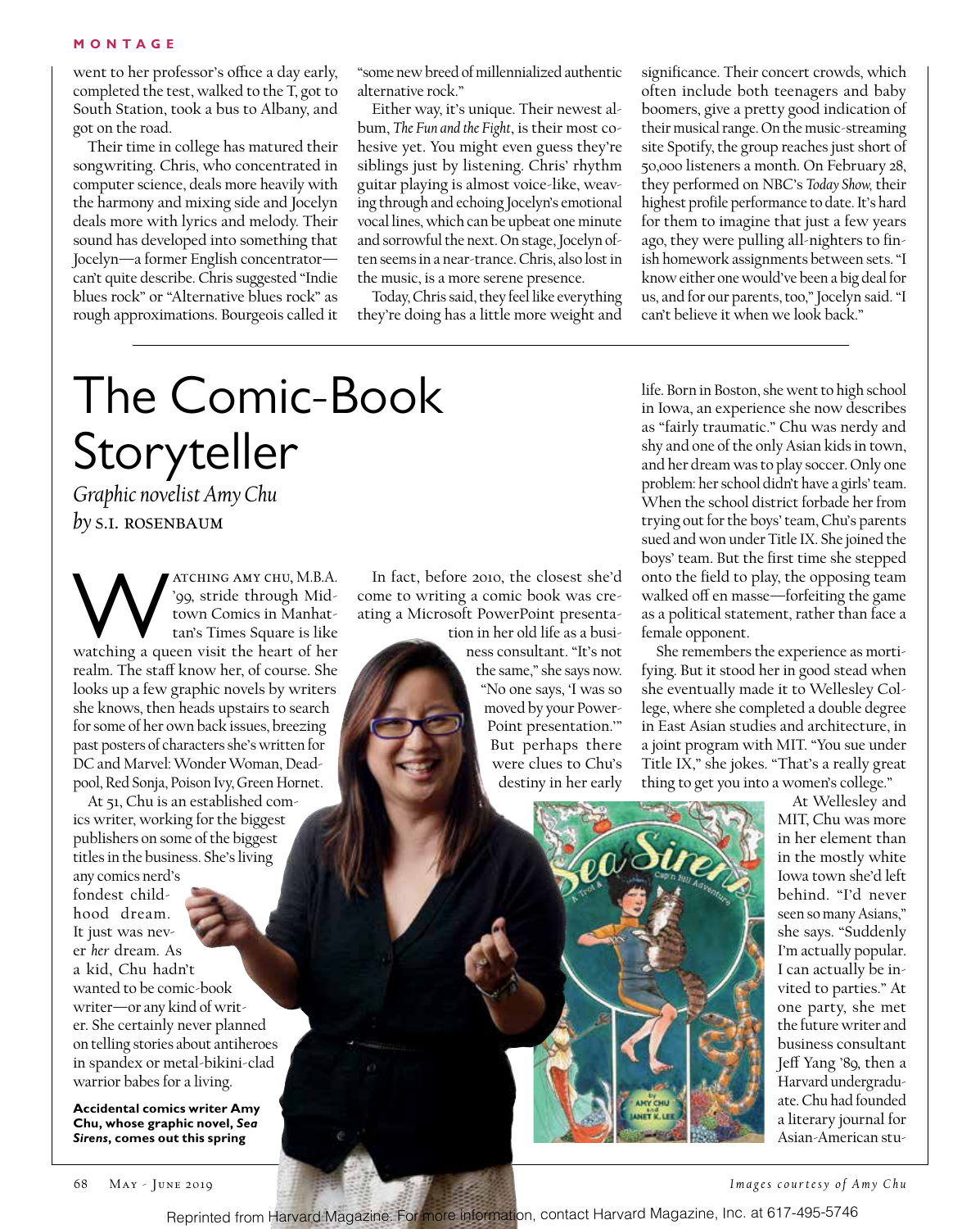went to her professor's office a day early, completed the test, walked to the T, got to South Station, took a bus to Albany, and got on the road.

Their time in college has matured their songwriting. Chris, who concentrated in computer science, deals more heavily with the harmony and mixing side and Jocelyn deals more with lyrics and melody. Their sound has developed into something that Jocelyn—a former English concentrator—can't quite describe. Chris suggested "Indie blues rock" or "Alternative blues rock" as rough approximations. Bourgeois called it "some new breed of millennialized authentic alternative rock."

Either way, it's unique. Their newest album, *The Fun and the Fight*, is their most cohesive yet. You might even guess they're siblings just by listening. Chris' rhythm guitar playing is almost voice-like, weaving through and echoing Jocelyn's emotional vocal lines, which can be upbeat one minute and sorrowful the next. On stage, Jocelyn often seems in a near-trance. Chris, also lost in the music, is a more serene presence.

Today, Chris said, they feel like everything they're doing has a little more weight and significance. Their concert crowds, which often include both teenagers and baby boomers, give a pretty good indication of their musical range. On the music-streaming site Spotify, the group reaches just short of 50,000 listeners a month. On February 28, they performed on NBC's *Today Show*, their highest profile performance to date. It's hard for them to imagine that just a few years ago, they were pulling all-nighters to finish homework assignments between sets. "I know either one would've been a big deal for us, and for our parents, too," Jocelyn said. "I can't believe it when we look back."

# The Comic-Book Storyteller

*Graphic novelist Amy Chu*

*by* S.I. ROSENBAUM

Watching Amy Chu, M.B.A. '99, stride through Midtown Comics in Manhattan's Times Square is like watching a queen visit the heart of her realm. The staff know her, of course. She looks up a few graphic novels by writers she knows, then heads upstairs to search for some of her own back issues, breezing past posters of characters she's written for DC and Marvel: Wonder Woman, Deadpool, Red Sonja, Poison Ivy, Green Hornet.

At 51, Chu is an established comics writer, working for the biggest publishers on some of the biggest titles in the business. She's living any comics nerd's fondest childhood dream. It just was never *her* dream. As a kid, Chu hadn't wanted to be comic-book writer—or any kind of writer. She certainly never planned on telling stories about antiheroes in spandex or metal-bikini-clad warrior babes for a living.

**Accidental comics writer Amy Chu, whose graphic novel, *Sea Sirens*, comes out this spring**

In fact, before 2010, the closest she'd come to writing a comic book was creating a Microsoft PowerPoint presentation in her old life as a business consultant. "It's not the same," she says now. "No one says, 'I was so moved by your PowerPoint presentation.'" But perhaps there were clues to Chu's destiny in her early life. Born in Boston, she went to high school in Iowa, an experience she now describes as "fairly traumatic." Chu was nerdy and shy and one of the only Asian kids in town, and her dream was to play soccer. Only one problem: her school didn't have a girls' team. When the school district forbade her from trying out for the boys' team, Chu's parents sued and won under Title IX. She joined the boys' team. But the first time she stepped onto the field to play, the opposing team walked off en masse—forfeiting the game as a political statement, rather than face a female opponent.

She remembers the experience as mortifying. But it stood her in good stead when she eventually made it to Wellesley College, where she completed a double degree in East Asian studies and architecture, in a joint program with MIT. "You sue under Title IX," she jokes. "That's a really great thing to get you into a women's college."

At Wellesley and MIT, Chu was more in her element than in the mostly white Iowa town she'd left behind. "I'd never seen so many Asians," she says. "Suddenly I'm actually popular. I can actually be invited to parties." At one party, she met the future writer and business consultant Jeff Yang '89, then a Harvard undergraduate. Chu had founded a literary journal for Asian-American stu-

*Images courtesy of Amy Chu*